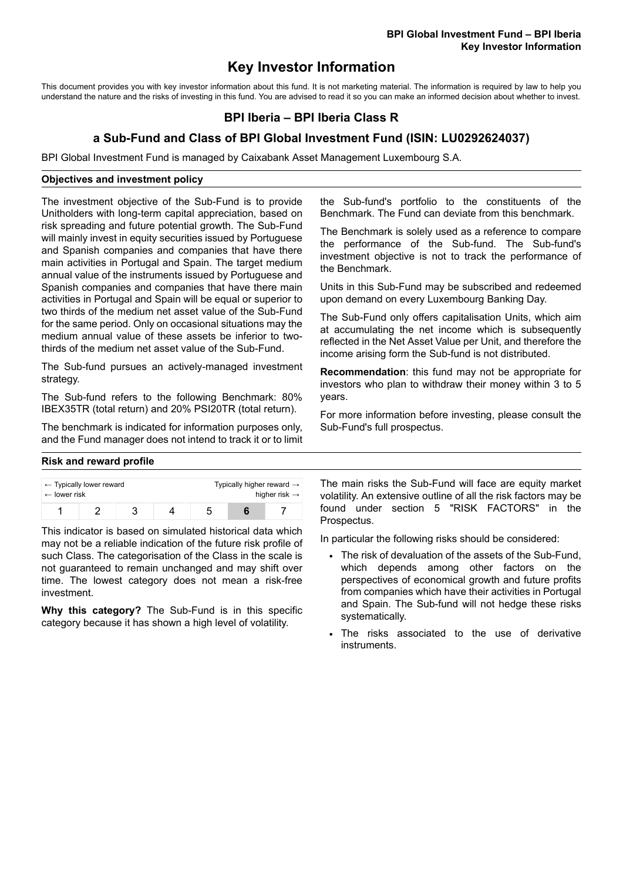# Key Investor Information

This document provides you with key investor information about this fund. It is not marketing material. The information is required by law to help you understand the nature and the risks of investing in this fund. You are advised to read it so you can make an informed decision about whether to invest.

## BPI Iberia – BPI Iberia Class R

## a Sub-Fund and Class of BPI Global Investment Fund (ISIN: LU0292624037)

BPI Global Investment Fund is managed by Caixabank Asset Management Luxembourg S.A.

### Objectives and investment policy

The investment objective of the Sub-Fund is to provide Unitholders with long-term capital appreciation, based on risk spreading and future potential growth. The Sub-Fund will mainly invest in equity securities issued by Portuguese and Spanish companies and companies that have there main activities in Portugal and Spain. The target medium annual value of the instruments issued by Portuguese and Spanish companies and companies that have there main activities in Portugal and Spain will be equal or superior to two thirds of the medium net asset value of the Sub-Fund for the same period. Only on occasional situations may the medium annual value of these assets be inferior to two-thirds of the medium net asset value of the Sub-Fund.

The Sub-fund pursues an actively-managed investment strategy.

The Sub-fund refers to the following Benchmark: 80% IBEX35TR (total return) and 20% PSI20TR (total return).

The benchmark is indicated for information purposes only, and the Fund manager does not intend to track it or to limit the Sub-fund's portfolio to the constituents of the Benchmark. The Fund can deviate from this benchmark.

The Benchmark is solely used as a reference to compare the performance of the Sub-fund. The Sub-fund's investment objective is not to track the performance of the Benchmark.

Units in this Sub-Fund may be subscribed and redeemed upon demand on every Luxembourg Banking Day.

The Sub-Fund only offers capitalisation Units, which aim at accumulating the net income which is subsequently reflected in the Net Asset Value per Unit, and therefore the income arising form the Sub-fund is not distributed.

**Recommendation**: this fund may not be appropriate for investors who plan to withdraw their money within 3 to 5 years.

For more information before investing, please consult the Sub-Fund's full prospectus.

### Risk and reward profile

| ← Typically lower reward ← lower risk | | | | | | Typically higher reward → higher risk → |
|---|---|---|---|---|---|---|
| 1 | 2 | 3 | 4 | 5 | **6** | 7 |

This indicator is based on simulated historical data which may not be a reliable indication of the future risk profile of such Class. The categorisation of the Class in the scale is not guaranteed to remain unchanged and may shift over time. The lowest category does not mean a risk-free investment.

**Why this category?** The Sub-Fund is in this specific category because it has shown a high level of volatility.

The main risks the Sub-Fund will face are equity market volatility. An extensive outline of all the risk factors may be found under section 5 "RISK FACTORS" in the Prospectus.

In particular the following risks should be considered:

- The risk of devaluation of the assets of the Sub-Fund, which depends among other factors on the perspectives of economical growth and future profits from companies which have their activities in Portugal and Spain. The Sub-fund will not hedge these risks systematically.
- The risks associated to the use of derivative instruments.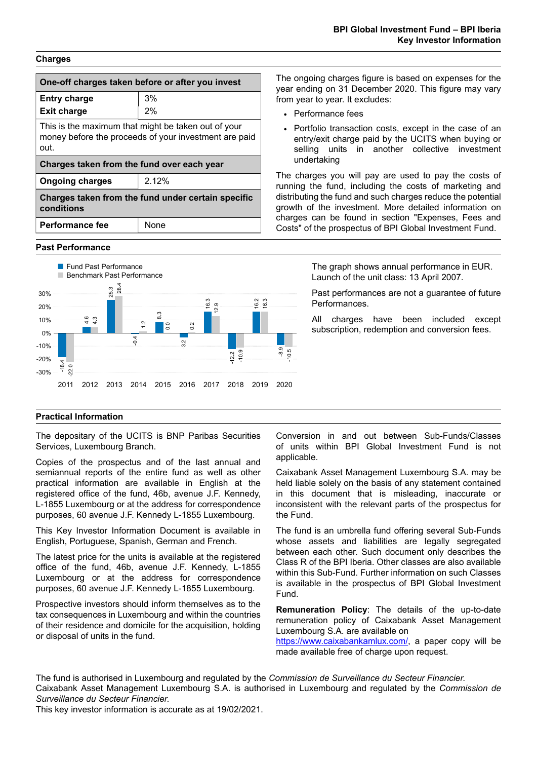## Charges

| One-off charges taken before or after you invest | |
|---|---|
| **Entry charge** | 3% |
| **Exit charge** | 2% |
| This is the maximum that might be taken out of your money before the proceeds of your investment are paid out. | |
| **Charges taken from the fund over each year** | |
| **Ongoing charges** | 2.12% |
| **Charges taken from the fund under certain specific conditions** | |
| **Performance fee** | None |

The ongoing charges figure is based on expenses for the year ending on 31 December 2020. This figure may vary from year to year. It excludes:

- Performance fees
- Portfolio transaction costs, except in the case of an entry/exit charge paid by the UCITS when buying or selling units in another collective investment undertaking

The charges you will pay are used to pay the costs of running the fund, including the costs of marketing and distributing the fund and such charges reduce the potential growth of the investment. More detailed information on charges can be found in section "Expenses, Fees and Costs" of the prospectus of BPI Global Investment Fund.

## Past Performance

Fund Past Performance
Benchmark Past Performance

30%
20%
10%
0%
-10%
-20%
-30%

2011: -18.4, -22.0
2012: 4.6, 4.3
2013: 25.3, 28.4
2014: -0.4, 1.2
2015: 8.3, 0.0
2016: -3.2, 0.2
2017: 16.3, 12.9
2018: -12.2, -10.9
2019: 16.2, 16.3
2020: -8.9, -10.5

The graph shows annual performance in EUR.
Launch of the unit class: 13 April 2007.

Past performances are not a guarantee of future Performances.

All charges have been included except subscription, redemption and conversion fees.

## Practical Information

The depositary of the UCITS is BNP Paribas Securities Services, Luxembourg Branch.

Copies of the prospectus and of the last annual and semiannual reports of the entire fund as well as other practical information are available in English at the registered office of the fund, 46b, avenue J.F. Kennedy, L-1855 Luxembourg or at the address for correspondence purposes, 60 avenue J.F. Kennedy L-1855 Luxembourg.

This Key Investor Information Document is available in English, Portuguese, Spanish, German and French.

The latest price for the units is available at the registered office of the fund, 46b, avenue J.F. Kennedy, L-1855 Luxembourg or at the address for correspondence purposes, 60 avenue J.F. Kennedy L-1855 Luxembourg.

Prospective investors should inform themselves as to the tax consequences in Luxembourg and within the countries of their residence and domicile for the acquisition, holding or disposal of units in the fund.

Conversion in and out between Sub-Funds/Classes of units within BPI Global Investment Fund is not applicable.

Caixabank Asset Management Luxembourg S.A. may be held liable solely on the basis of any statement contained in this document that is misleading, inaccurate or inconsistent with the relevant parts of the prospectus for the Fund.

The fund is an umbrella fund offering several Sub-Funds whose assets and liabilities are legally segregated between each other. Such document only describes the Class R of the BPI Iberia. Other classes are also available within this Sub-Fund. Further information on such Classes is available in the prospectus of BPI Global Investment Fund.

**Remuneration Policy**: The details of the up-to-date remuneration policy of Caixabank Asset Management Luxembourg S.A. are available on https://www.caixabankamlux.com/, a paper copy will be made available free of charge upon request.

The fund is authorised in Luxembourg and regulated by the *Commission de Surveillance du Secteur Financier.*
Caixabank Asset Management Luxembourg S.A. is authorised in Luxembourg and regulated by the *Commission de Surveillance du Secteur Financier.*
This key investor information is accurate as at 19/02/2021.